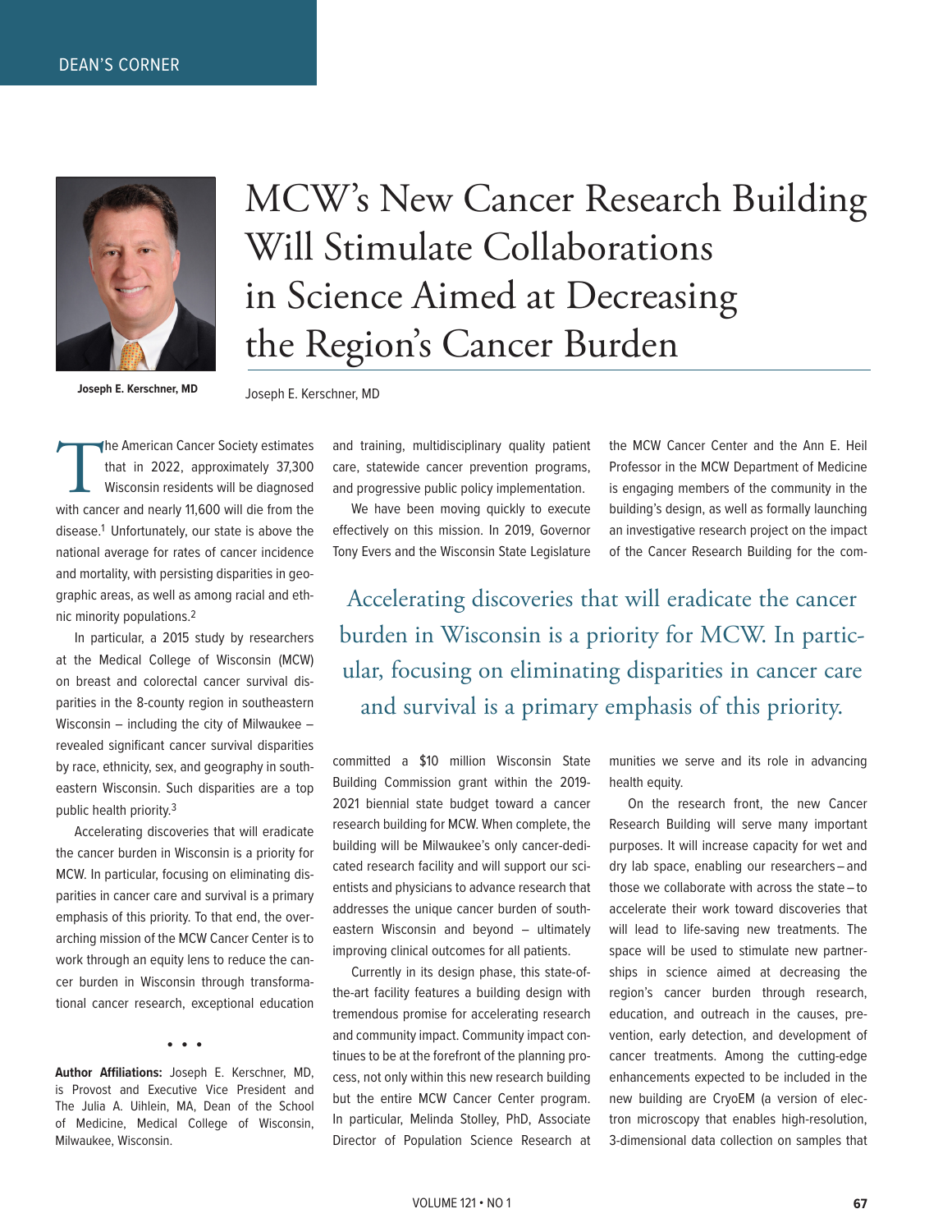DEAN'S CORNER

# MCW's New Cancer Research Building Will Stimulate Collaborations in Science Aimed at Decreasing the Region's Cancer Burden

**Joseph E. Kerschner, MD**

Joseph E. Kerschner, MD

The American Cancer Society estimates that in 2022, approximately 37,300 Wisconsin residents will be diagnosed with cancer and nearly 11,600 will die from the disease.[1] Unfortunately, our state is above the national average for rates of cancer incidence and mortality, with persisting disparities in geographic areas, as well as among racial and ethnic minority populations.[2]

In particular, a 2015 study by researchers at the Medical College of Wisconsin (MCW) on breast and colorectal cancer survival disparities in the 8-county region in southeastern Wisconsin – including the city of Milwaukee – revealed significant cancer survival disparities by race, ethnicity, sex, and geography in southeastern Wisconsin. Such disparities are a top public health priority.[3]

Accelerating discoveries that will eradicate the cancer burden in Wisconsin is a priority for MCW. In particular, focusing on eliminating disparities in cancer care and survival is a primary emphasis of this priority. To that end, the overarching mission of the MCW Cancer Center is to work through an equity lens to reduce the cancer burden in Wisconsin through transformational cancer research, exceptional education and training, multidisciplinary quality patient care, statewide cancer prevention programs, and progressive public policy implementation.

We have been moving quickly to execute effectively on this mission. In 2019, Governor Tony Evers and the Wisconsin State Legislature committed a $10 million Wisconsin State Building Commission grant within the 2019-2021 biennial state budget toward a cancer research building for MCW. When complete, the building will be Milwaukee's only cancer-dedicated research facility and will support our scientists and physicians to advance research that addresses the unique cancer burden of southeastern Wisconsin and beyond – ultimately improving clinical outcomes for all patients.

Currently in its design phase, this state-of-the-art facility features a building design with tremendous promise for accelerating research and community impact. Community impact continues to be at the forefront of the planning process, not only within this new research building but the entire MCW Cancer Center program. In particular, Melinda Stolley, PhD, Associate Director of Population Science Research at the MCW Cancer Center and the Ann E. Heil Professor in the MCW Department of Medicine is engaging members of the community in the building's design, as well as formally launching an investigative research project on the impact of the Cancer Research Building for the communities we serve and its role in advancing health equity.

> Accelerating discoveries that will eradicate the cancer burden in Wisconsin is a priority for MCW. In particular, focusing on eliminating disparities in cancer care and survival is a primary emphasis of this priority.

On the research front, the new Cancer Research Building will serve many important purposes. It will increase capacity for wet and dry lab space, enabling our researchers – and those we collaborate with across the state – to accelerate their work toward discoveries that will lead to life-saving new treatments. The space will be used to stimulate new partnerships in science aimed at decreasing the region's cancer burden through research, education, and outreach in the causes, prevention, early detection, and development of cancer treatments. Among the cutting-edge enhancements expected to be included in the new building are CryoEM (a version of electron microscopy that enables high-resolution, 3-dimensional data collection on samples that

• • •

**Author Affiliations:** Joseph E. Kerschner, MD, is Provost and Executive Vice President and The Julia A. Uihlein, MA, Dean of the School of Medicine, Medical College of Wisconsin, Milwaukee, Wisconsin.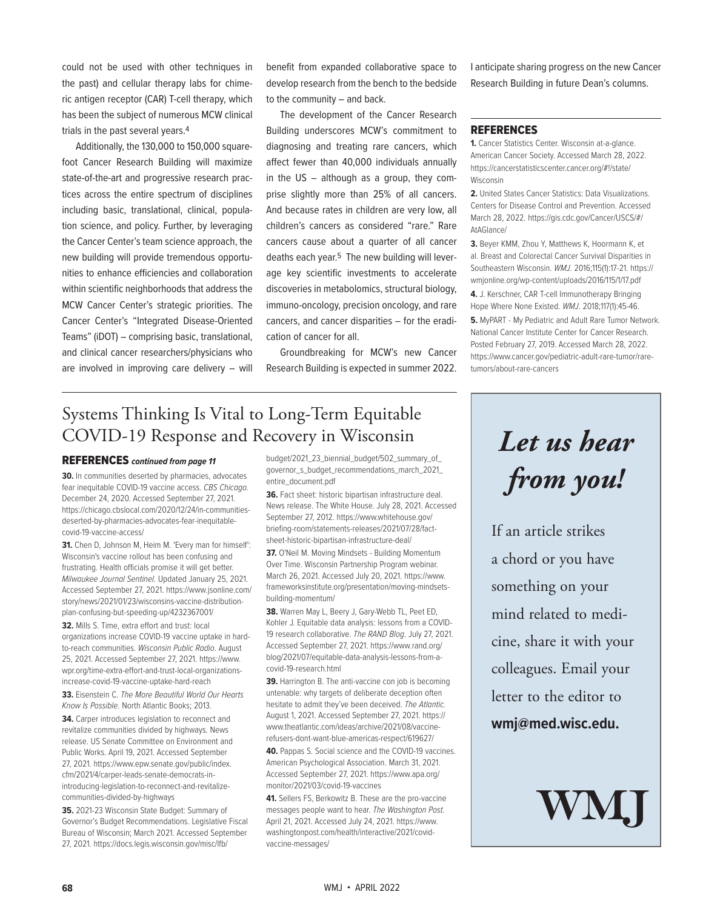could not be used with other techniques in the past) and cellular therapy labs for chimeric antigen receptor (CAR) T-cell therapy, which has been the subject of numerous MCW clinical trials in the past several years.[4]

Additionally, the 130,000 to 150,000 square-foot Cancer Research Building will maximize state-of-the-art and progressive research practices across the entire spectrum of disciplines including basic, translational, clinical, population science, and policy. Further, by leveraging the Cancer Center's team science approach, the new building will provide tremendous opportunities to enhance efficiencies and collaboration within scientific neighborhoods that address the MCW Cancer Center's strategic priorities. The Cancer Center's "Integrated Disease-Oriented Teams" (iDOT) – comprising basic, translational, and clinical cancer researchers/physicians who are involved in improving care delivery – will benefit from expanded collaborative space to develop research from the bench to the bedside to the community – and back.

The development of the Cancer Research Building underscores MCW's commitment to diagnosing and treating rare cancers, which affect fewer than 40,000 individuals annually in the US – although as a group, they comprise slightly more than 25% of all cancers. And because rates in children are very low, all children's cancers as considered "rare." Rare cancers cause about a quarter of all cancer deaths each year.[5] The new building will leverage key scientific investments to accelerate discoveries in metabolomics, structural biology, immuno-oncology, precision oncology, and rare cancers, and cancer disparities – for the eradication of cancer for all.

Groundbreaking for MCW's new Cancer Research Building is expected in summer 2022. I anticipate sharing progress on the new Cancer Research Building in future Dean's columns.

## REFERENCES

**1.** Cancer Statistics Center. Wisconsin at-a-glance. American Cancer Society. Accessed March 28, 2022. https://cancerstatisticscenter.cancer.org/#!/state/Wisconsin

**2.** United States Cancer Statistics: Data Visualizations. Centers for Disease Control and Prevention. Accessed March 28, 2022. https://gis.cdc.gov/Cancer/USCS/#/AtAGlance/

**3.** Beyer KMM, Zhou Y, Matthews K, Hoormann K, et al. Breast and Colorectal Cancer Survival Disparities in Southeastern Wisconsin. *WMJ*. 2016;115(1):17-21. https://wmjonline.org/wp-content/uploads/2016/115/1/17.pdf

**4.** J. Kerschner, CAR T-cell Immunotherapy Bringing Hope Where None Existed. *WMJ*. 2018;117(1):45-46.

**5.** MyPART - My Pediatric and Adult Rare Tumor Network. National Cancer Institute Center for Cancer Research. Posted February 27, 2019. Accessed March 28, 2022. https://www.cancer.gov/pediatric-adult-rare-tumor/rare-tumors/about-rare-cancers

# Systems Thinking Is Vital to Long-Term Equitable COVID-19 Response and Recovery in Wisconsin

## REFERENCES *continued from page 11*

**30.** In communities deserted by pharmacies, advocates fear inequitable COVID-19 vaccine access. *CBS Chicago*. December 24, 2020. Accessed September 27, 2021. https://chicago.cbslocal.com/2020/12/24/in-communities-deserted-by-pharmacies-advocates-fear-inequitable-covid-19-vaccine-access/

**31.** Chen D, Johnson M, Heim M. 'Every man for himself': Wisconsin's vaccine rollout has been confusing and frustrating. Health officials promise it will get better. *Milwaukee Journal Sentinel*. Updated January 25, 2021. Accessed September 27, 2021. https://www.jsonline.com/story/news/2021/01/23/wisconsins-vaccine-distribution-plan-confusing-but-speeding-up/4232367001/

**32.** Mills S. Time, extra effort and trust: local organizations increase COVID-19 vaccine uptake in hard-to-reach communities. *Wisconsin Public Radio*. August 25, 2021. Accessed September 27, 2021. https://www.wpr.org/time-extra-effort-and-trust-local-organizations-increase-covid-19-vaccine-uptake-hard-reach

**33.** Eisenstein C. *The More Beautiful World Our Hearts Know Is Possible*. North Atlantic Books; 2013.

**34.** Carper introduces legislation to reconnect and revitalize communities divided by highways. News release. US Senate Committee on Environment and Public Works. April 19, 2021. Accessed September 27, 2021. https://www.epw.senate.gov/public/index.cfm/2021/4/carper-leads-senate-democrats-in-introducing-legislation-to-reconnect-and-revitalize-communities-divided-by-highways

**35.** 2021-23 Wisconsin State Budget: Summary of Governor's Budget Recommendations. Legislative Fiscal Bureau of Wisconsin; March 2021. Accessed September 27, 2021. https://docs.legis.wisconsin.gov/misc/lfb/budget/2021_23_biennial_budget/502_summary_of_governor_s_budget_recommendations_march_2021_entire_document.pdf

**36.** Fact sheet: historic bipartisan infrastructure deal. News release. The White House. July 28, 2021. Accessed September 27, 2012. https://www.whitehouse.gov/briefing-room/statements-releases/2021/07/28/fact-sheet-historic-bipartisan-infrastructure-deal/

**37.** O'Neil M. Moving Mindsets - Building Momentum Over Time. Wisconsin Partnership Program webinar. March 26, 2021. Accessed July 20, 2021. https://www.frameworksinstitute.org/presentation/moving-mindsets-building-momentum/

**38.** Warren May L, Beery J, Gary-Webb TL, Peet ED, Kohler J. Equitable data analysis: lessons from a COVID-19 research collaborative. *The RAND Blog*. July 27, 2021. Accessed September 27, 2021. https://www.rand.org/blog/2021/07/equitable-data-analysis-lessons-from-a-covid-19-research.html

**39.** Harrington B. The anti-vaccine con job is becoming untenable: why targets of deliberate deception often hesitate to admit they've been deceived. *The Atlantic*. August 1, 2021. Accessed September 27, 2021. https://www.theatlantic.com/ideas/archive/2021/08/vaccine-refusers-dont-want-blue-americas-respect/619627/

**40.** Pappas S. Social science and the COVID-19 vaccines. American Psychological Association. March 31, 2021. Accessed September 27, 2021. https://www.apa.org/monitor/2021/03/covid-19-vaccines

**41.** Sellers FS, Berkowitz B. These are the pro-vaccine messages people want to hear. *The Washington Post*. April 21, 2021. Accessed July 24, 2021. https://www.washingtonpost.com/health/interactive/2021/covid-vaccine-messages/

## *Let us hear from you!*

If an article strikes a chord or you have something on your mind related to medicine, share it with your colleagues. Email your letter to the editor to **wmj@med.wisc.edu.**

**WMJ**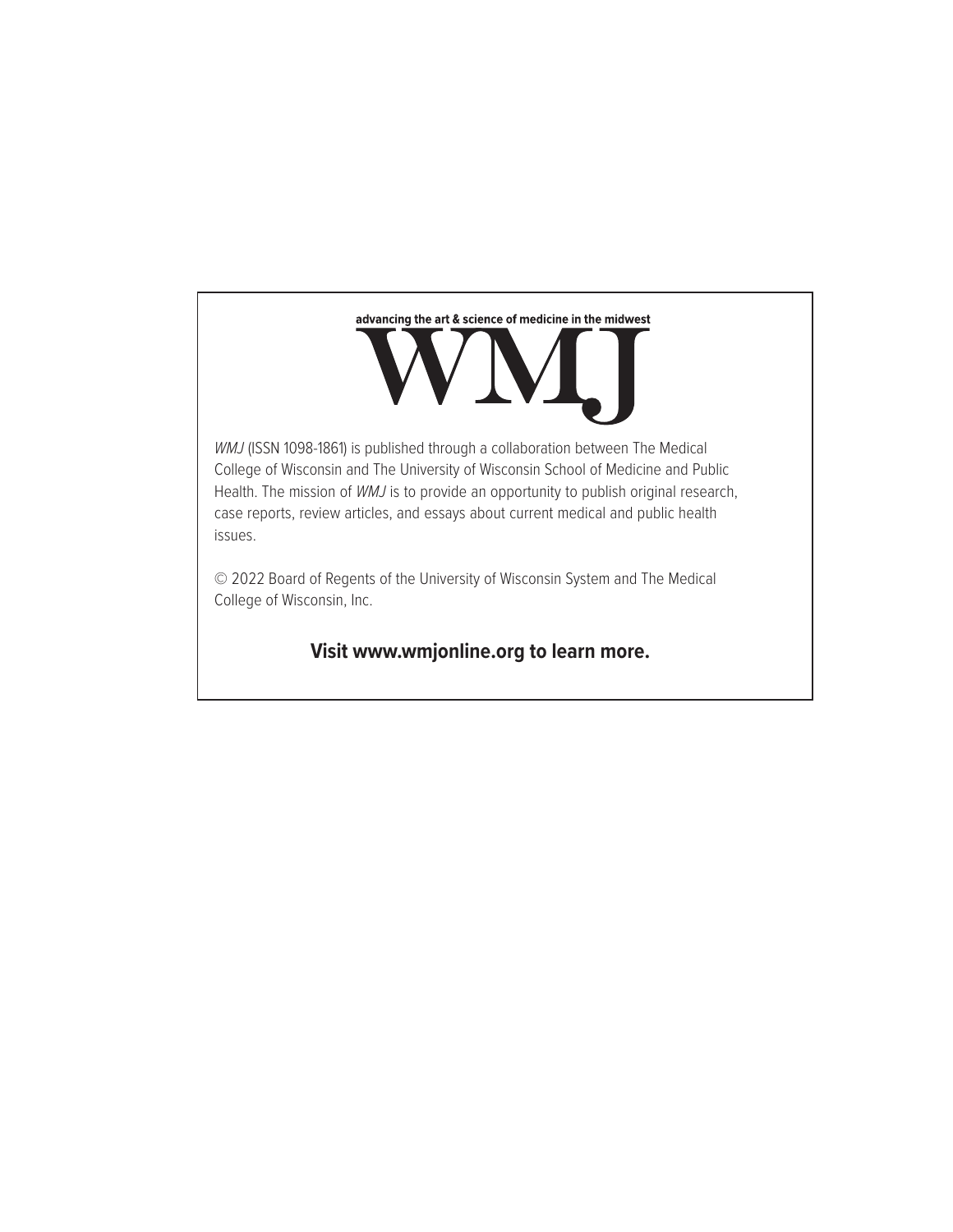advancing the art & science of medicine in the midwest

# WMJ

*WMJ* (ISSN 1098-1861) is published through a collaboration between The Medical College of Wisconsin and The University of Wisconsin School of Medicine and Public Health. The mission of *WMJ* is to provide an opportunity to publish original research, case reports, review articles, and essays about current medical and public health issues.

© 2022 Board of Regents of the University of Wisconsin System and The Medical College of Wisconsin, Inc.

**Visit www.wmjonline.org to learn more.**